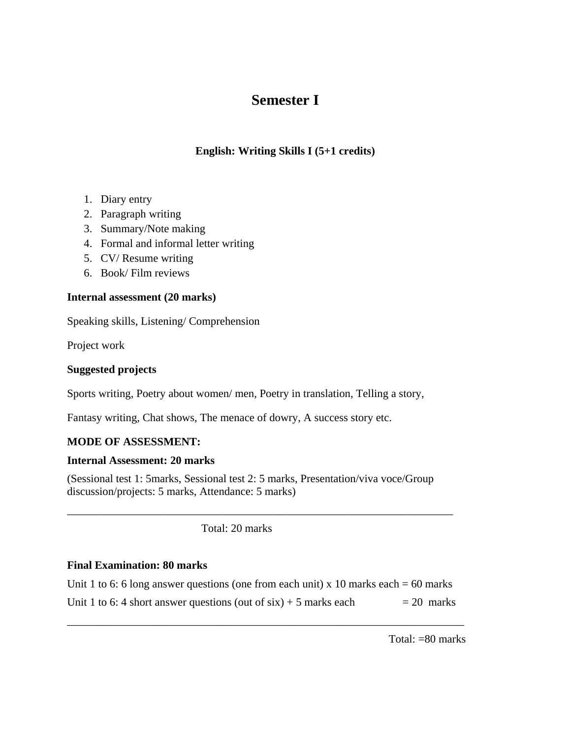# Semester I

### English: Writing Skills I (5+1 credits)

1. Diary entry
2. Paragraph writing
3. Summary/Note making
4. Formal and informal letter writing
5. CV/ Resume writing
6. Book/ Film reviews

**Internal assessment (20 marks)**

Speaking skills, Listening/ Comprehension

Project work

**Suggested projects**

Sports writing, Poetry about women/ men, Poetry in translation, Telling a story,

Fantasy writing, Chat shows, The menace of dowry, A success story etc.

**MODE OF ASSESSMENT:**

**Internal Assessment: 20 marks**

(Sessional test 1: 5marks, Sessional test 2: 5 marks, Presentation/viva voce/Group discussion/projects: 5 marks, Attendance: 5 marks)

___________________________________________________________________________

Total: 20 marks

**Final Examination: 80 marks**

Unit 1 to 6: 6 long answer questions (one from each unit) x 10 marks each = 60 marks

Unit 1 to 6: 4 short answer questions (out of six) + 5 marks each = 20 marks

___________________________________________________________________________

Total: =80 marks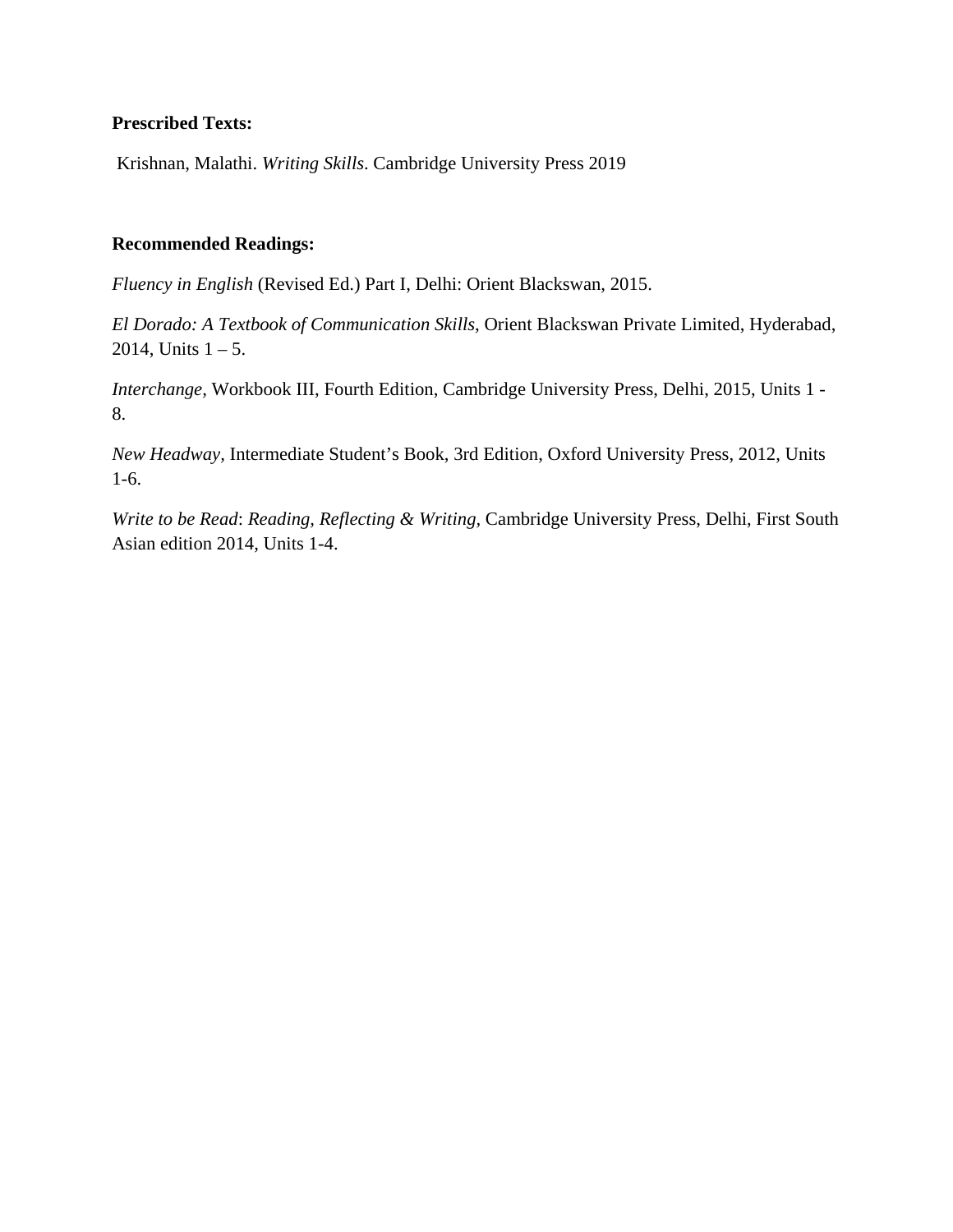**Prescribed Texts:**

Krishnan, Malathi. *Writing Skills*. Cambridge University Press 2019

**Recommended Readings:**

*Fluency in English* (Revised Ed.) Part I, Delhi: Orient Blackswan, 2015.

*El Dorado: A Textbook of Communication Skills*, Orient Blackswan Private Limited, Hyderabad, 2014, Units 1 – 5.

*Interchange,* Workbook III, Fourth Edition, Cambridge University Press, Delhi, 2015, Units 1 - 8.

*New Headway,* Intermediate Student's Book, 3rd Edition, Oxford University Press, 2012, Units 1-6.

*Write to be Read*: *Reading, Reflecting & Writing,* Cambridge University Press, Delhi, First South Asian edition 2014, Units 1-4.